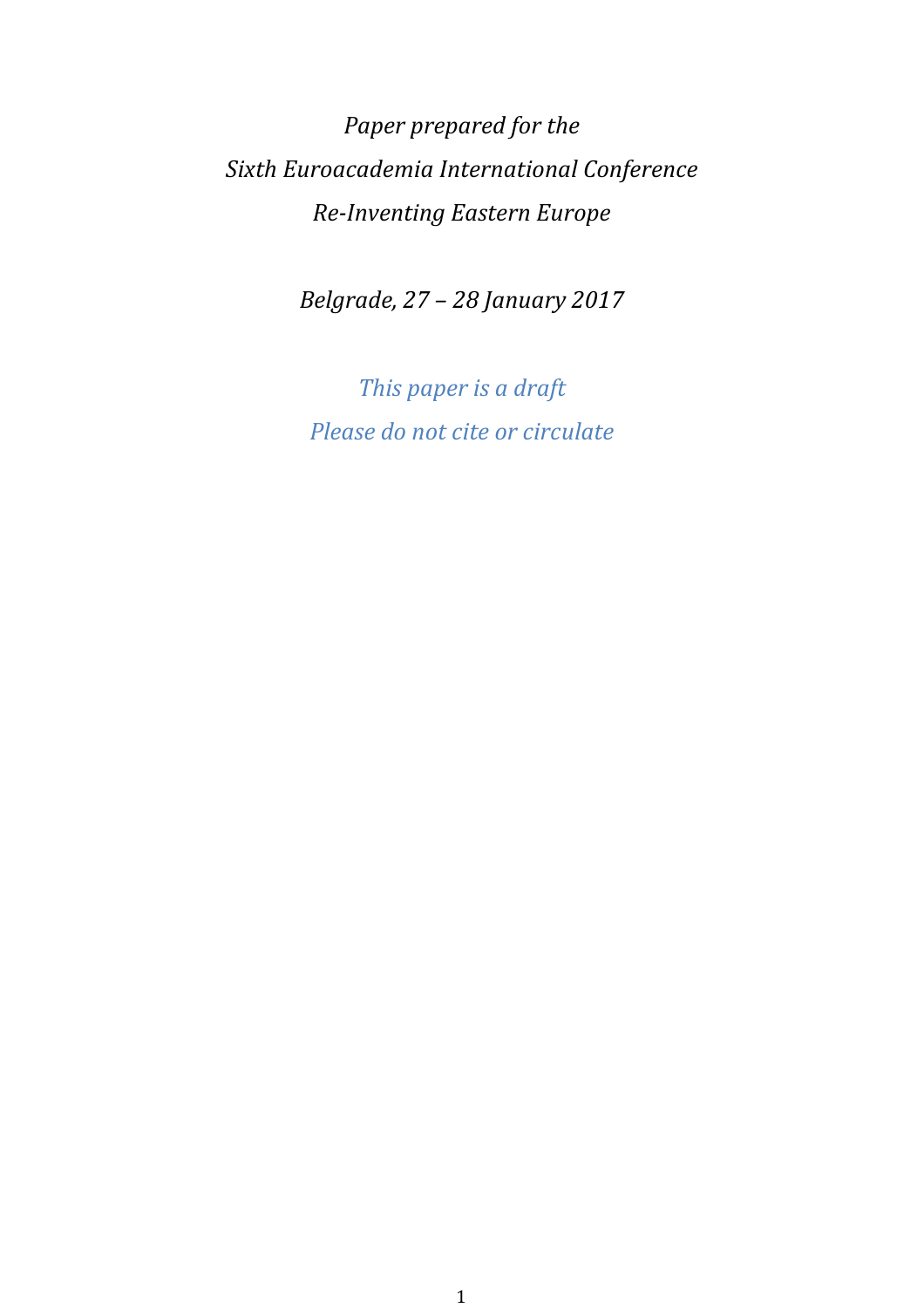*Paper prepared for the*

*Sixth Euroacademia International Conference*

*Re-Inventing Eastern Europe*

*Belgrade, 27 – 28 January 2017*

*This paper is a draft*

*Please do not cite or circulate*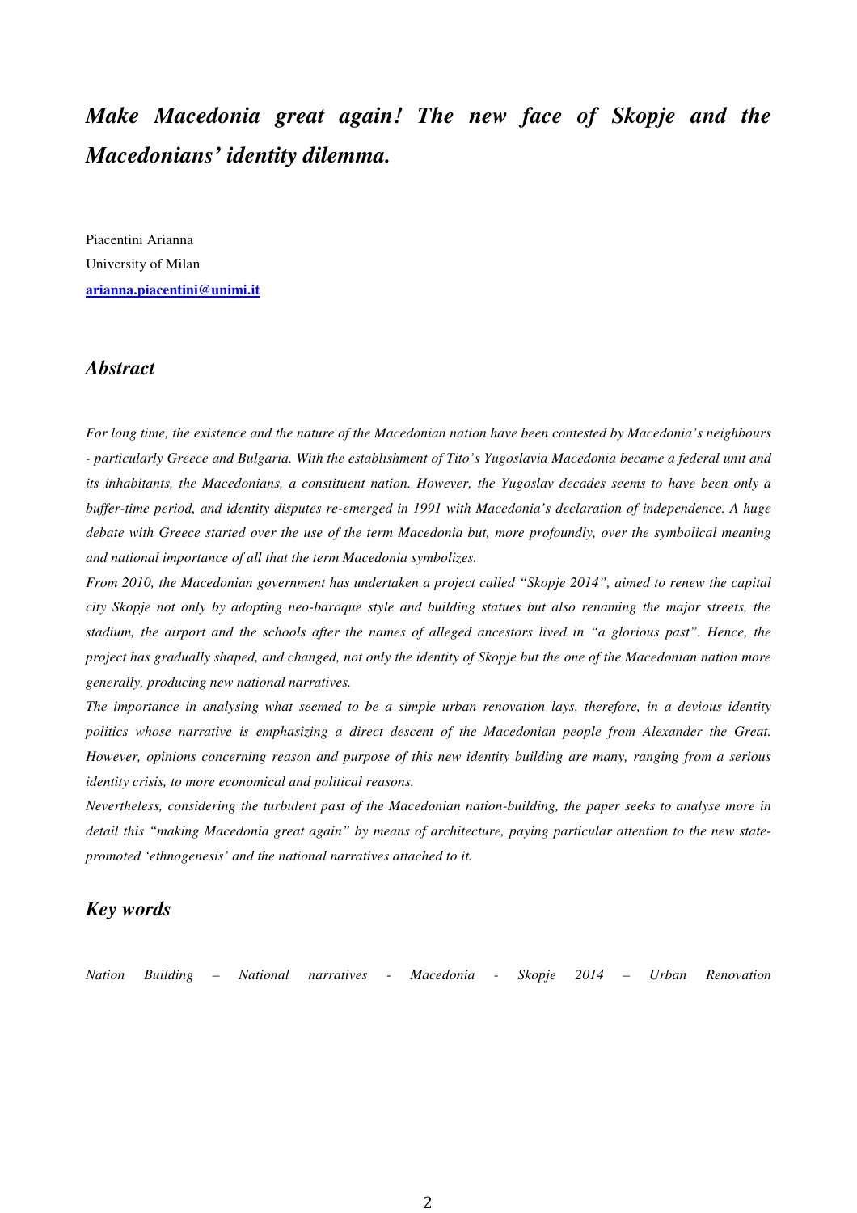# *Make Macedonia great again! The new face of Skopje and the Macedonians' identity dilemma.*

Piacentini Arianna
University of Milan
**arianna.piacentini@unimi.it**

## *Abstract*

*For long time, the existence and the nature of the Macedonian nation have been contested by Macedonia's neighbours - particularly Greece and Bulgaria. With the establishment of Tito's Yugoslavia Macedonia became a federal unit and its inhabitants, the Macedonians, a constituent nation. However, the Yugoslav decades seems to have been only a buffer-time period, and identity disputes re-emerged in 1991 with Macedonia's declaration of independence. A huge debate with Greece started over the use of the term Macedonia but, more profoundly, over the symbolical meaning and national importance of all that the term Macedonia symbolizes.*

*From 2010, the Macedonian government has undertaken a project called "Skopje 2014", aimed to renew the capital city Skopje not only by adopting neo-baroque style and building statues but also renaming the major streets, the stadium, the airport and the schools after the names of alleged ancestors lived in "a glorious past". Hence, the project has gradually shaped, and changed, not only the identity of Skopje but the one of the Macedonian nation more generally, producing new national narratives.*

*The importance in analysing what seemed to be a simple urban renovation lays, therefore, in a devious identity politics whose narrative is emphasizing a direct descent of the Macedonian people from Alexander the Great. However, opinions concerning reason and purpose of this new identity building are many, ranging from a serious identity crisis, to more economical and political reasons.*

*Nevertheless, considering the turbulent past of the Macedonian nation-building, the paper seeks to analyse more in detail this "making Macedonia great again" by means of architecture, paying particular attention to the new state-promoted 'ethnogenesis' and the national narratives attached to it.*

## *Key words*

*Nation Building – National narratives - Macedonia - Skopje 2014 – Urban Renovation*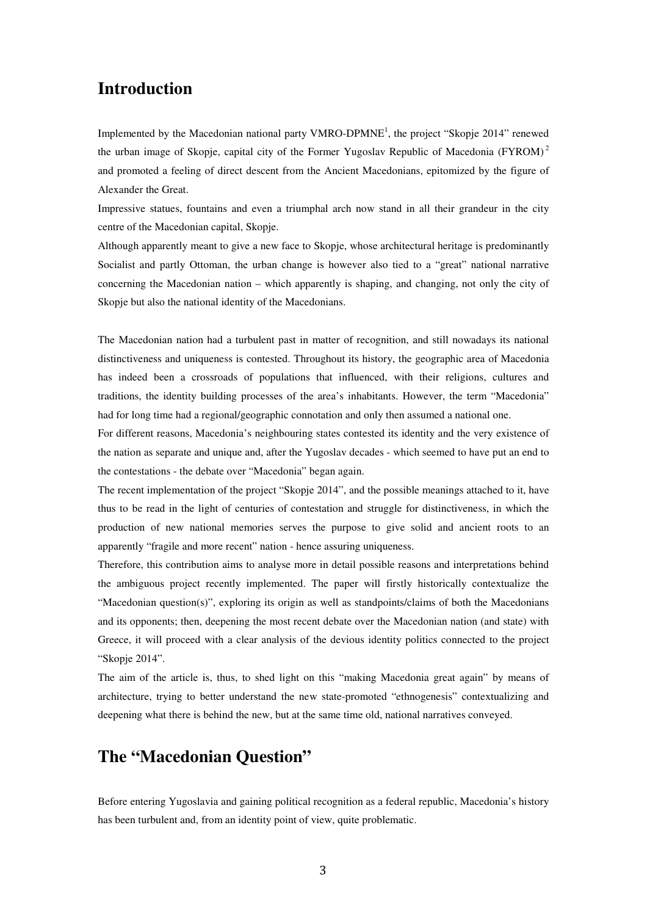# Introduction

Implemented by the Macedonian national party VMRO-DPMNE[1], the project "Skopje 2014" renewed the urban image of Skopje, capital city of the Former Yugoslav Republic of Macedonia (FYROM)[2] and promoted a feeling of direct descent from the Ancient Macedonians, epitomized by the figure of Alexander the Great.

Impressive statues, fountains and even a triumphal arch now stand in all their grandeur in the city centre of the Macedonian capital, Skopje.

Although apparently meant to give a new face to Skopje, whose architectural heritage is predominantly Socialist and partly Ottoman, the urban change is however also tied to a "great" national narrative concerning the Macedonian nation – which apparently is shaping, and changing, not only the city of Skopje but also the national identity of the Macedonians.

The Macedonian nation had a turbulent past in matter of recognition, and still nowadays its national distinctiveness and uniqueness is contested. Throughout its history, the geographic area of Macedonia has indeed been a crossroads of populations that influenced, with their religions, cultures and traditions, the identity building processes of the area's inhabitants. However, the term "Macedonia" had for long time had a regional/geographic connotation and only then assumed a national one.

For different reasons, Macedonia's neighbouring states contested its identity and the very existence of the nation as separate and unique and, after the Yugoslav decades - which seemed to have put an end to the contestations - the debate over "Macedonia" began again.

The recent implementation of the project "Skopje 2014", and the possible meanings attached to it, have thus to be read in the light of centuries of contestation and struggle for distinctiveness, in which the production of new national memories serves the purpose to give solid and ancient roots to an apparently "fragile and more recent" nation - hence assuring uniqueness.

Therefore, this contribution aims to analyse more in detail possible reasons and interpretations behind the ambiguous project recently implemented. The paper will firstly historically contextualize the "Macedonian question(s)", exploring its origin as well as standpoints/claims of both the Macedonians and its opponents; then, deepening the most recent debate over the Macedonian nation (and state) with Greece, it will proceed with a clear analysis of the devious identity politics connected to the project "Skopje 2014".

The aim of the article is, thus, to shed light on this "making Macedonia great again" by means of architecture, trying to better understand the new state-promoted "ethnogenesis" contextualizing and deepening what there is behind the new, but at the same time old, national narratives conveyed.

# The "Macedonian Question"

Before entering Yugoslavia and gaining political recognition as a federal republic, Macedonia's history has been turbulent and, from an identity point of view, quite problematic.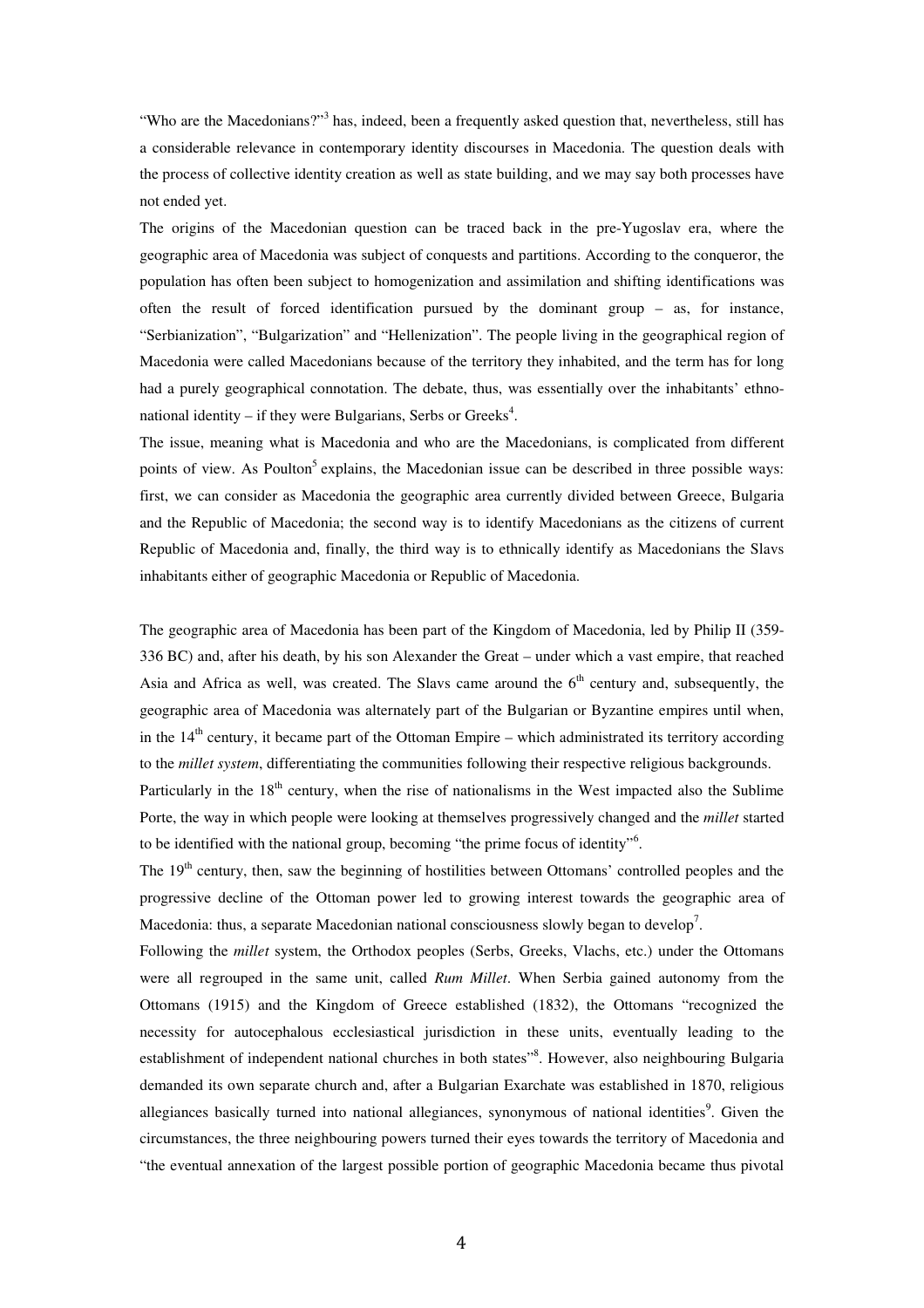"Who are the Macedonians?"[3] has, indeed, been a frequently asked question that, nevertheless, still has a considerable relevance in contemporary identity discourses in Macedonia. The question deals with the process of collective identity creation as well as state building, and we may say both processes have not ended yet.

The origins of the Macedonian question can be traced back in the pre-Yugoslav era, where the geographic area of Macedonia was subject of conquests and partitions. According to the conqueror, the population has often been subject to homogenization and assimilation and shifting identifications was often the result of forced identification pursued by the dominant group – as, for instance, "Serbianization", "Bulgarization" and "Hellenization". The people living in the geographical region of Macedonia were called Macedonians because of the territory they inhabited, and the term has for long had a purely geographical connotation. The debate, thus, was essentially over the inhabitants' ethno-national identity – if they were Bulgarians, Serbs or Greeks[4].

The issue, meaning what is Macedonia and who are the Macedonians, is complicated from different points of view. As Poulton[5] explains, the Macedonian issue can be described in three possible ways: first, we can consider as Macedonia the geographic area currently divided between Greece, Bulgaria and the Republic of Macedonia; the second way is to identify Macedonians as the citizens of current Republic of Macedonia and, finally, the third way is to ethnically identify as Macedonians the Slavs inhabitants either of geographic Macedonia or Republic of Macedonia.

The geographic area of Macedonia has been part of the Kingdom of Macedonia, led by Philip II (359-336 BC) and, after his death, by his son Alexander the Great – under which a vast empire, that reached Asia and Africa as well, was created. The Slavs came around the 6th century and, subsequently, the geographic area of Macedonia was alternately part of the Bulgarian or Byzantine empires until when, in the 14th century, it became part of the Ottoman Empire – which administrated its territory according to the *millet system*, differentiating the communities following their respective religious backgrounds.

Particularly in the 18th century, when the rise of nationalisms in the West impacted also the Sublime Porte, the way in which people were looking at themselves progressively changed and the *millet* started to be identified with the national group, becoming "the prime focus of identity"[6].

The 19th century, then, saw the beginning of hostilities between Ottomans' controlled peoples and the progressive decline of the Ottoman power led to growing interest towards the geographic area of Macedonia: thus, a separate Macedonian national consciousness slowly began to develop[7].

Following the *millet* system, the Orthodox peoples (Serbs, Greeks, Vlachs, etc.) under the Ottomans were all regrouped in the same unit, called *Rum Millet*. When Serbia gained autonomy from the Ottomans (1915) and the Kingdom of Greece established (1832), the Ottomans "recognized the necessity for autocephalous ecclesiastical jurisdiction in these units, eventually leading to the establishment of independent national churches in both states"[8]. However, also neighbouring Bulgaria demanded its own separate church and, after a Bulgarian Exarchate was established in 1870, religious allegiances basically turned into national allegiances, synonymous of national identities[9]. Given the circumstances, the three neighbouring powers turned their eyes towards the territory of Macedonia and "the eventual annexation of the largest possible portion of geographic Macedonia became thus pivotal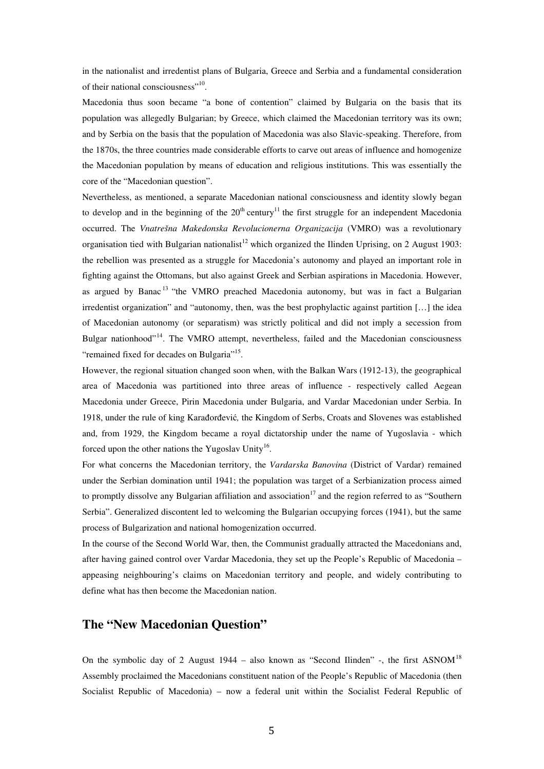in the nationalist and irredentist plans of Bulgaria, Greece and Serbia and a fundamental consideration of their national consciousness"[10].

Macedonia thus soon became "a bone of contention" claimed by Bulgaria on the basis that its population was allegedly Bulgarian; by Greece, which claimed the Macedonian territory was its own; and by Serbia on the basis that the population of Macedonia was also Slavic-speaking. Therefore, from the 1870s, the three countries made considerable efforts to carve out areas of influence and homogenize the Macedonian population by means of education and religious institutions. This was essentially the core of the "Macedonian question".

Nevertheless, as mentioned, a separate Macedonian national consciousness and identity slowly began to develop and in the beginning of the 20th century[11] the first struggle for an independent Macedonia occurred. The *Vnatrešna Makedonska Revolucionerna Organizacija* (VMRO) was a revolutionary organisation tied with Bulgarian nationalist[12] which organized the Ilinden Uprising, on 2 August 1903: the rebellion was presented as a struggle for Macedonia's autonomy and played an important role in fighting against the Ottomans, but also against Greek and Serbian aspirations in Macedonia. However, as argued by Banac[13] "the VMRO preached Macedonia autonomy, but was in fact a Bulgarian irredentist organization" and "autonomy, then, was the best prophylactic against partition […] the idea of Macedonian autonomy (or separatism) was strictly political and did not imply a secession from Bulgar nationhood"[14]. The VMRO attempt, nevertheless, failed and the Macedonian consciousness "remained fixed for decades on Bulgaria"[15].

However, the regional situation changed soon when, with the Balkan Wars (1912-13), the geographical area of Macedonia was partitioned into three areas of influence - respectively called Aegean Macedonia under Greece, Pirin Macedonia under Bulgaria, and Vardar Macedonian under Serbia. In 1918, under the rule of king Karađorđević*,* the Kingdom of Serbs, Croats and Slovenes was established and, from 1929, the Kingdom became a royal dictatorship under the name of Yugoslavia - which forced upon the other nations the Yugoslav Unity[16].

For what concerns the Macedonian territory, the *Vardarska Banovina* (District of Vardar) remained under the Serbian domination until 1941; the population was target of a Serbianization process aimed to promptly dissolve any Bulgarian affiliation and association[17] and the region referred to as "Southern Serbia". Generalized discontent led to welcoming the Bulgarian occupying forces (1941), but the same process of Bulgarization and national homogenization occurred.

In the course of the Second World War, then, the Communist gradually attracted the Macedonians and, after having gained control over Vardar Macedonia, they set up the People's Republic of Macedonia – appeasing neighbouring's claims on Macedonian territory and people, and widely contributing to define what has then become the Macedonian nation.

## The "New Macedonian Question"

On the symbolic day of 2 August 1944 – also known as "Second Ilinden" -, the first ASNOM[18] Assembly proclaimed the Macedonians constituent nation of the People's Republic of Macedonia (then Socialist Republic of Macedonia) – now a federal unit within the Socialist Federal Republic of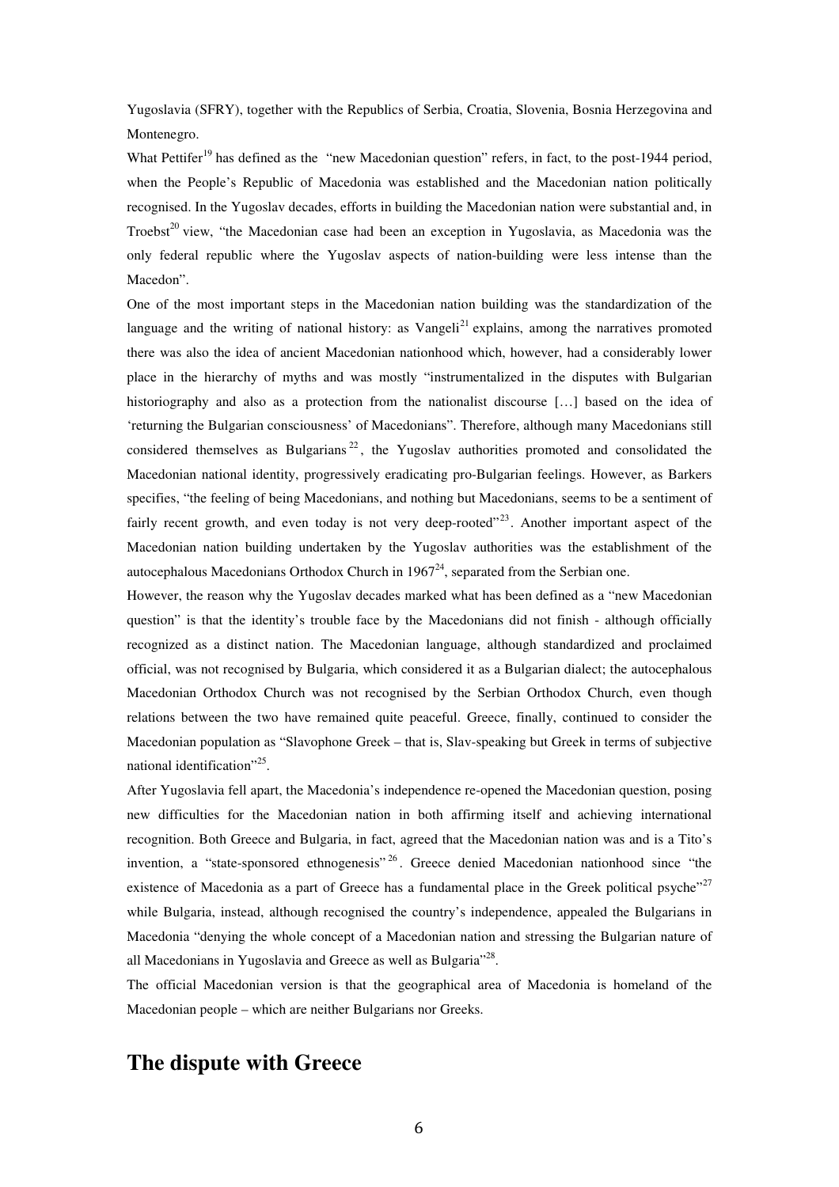Yugoslavia (SFRY), together with the Republics of Serbia, Croatia, Slovenia, Bosnia Herzegovina and Montenegro.

What Pettifer[19] has defined as the "new Macedonian question" refers, in fact, to the post-1944 period, when the People's Republic of Macedonia was established and the Macedonian nation politically recognised. In the Yugoslav decades, efforts in building the Macedonian nation were substantial and, in Troebst[20] view, "the Macedonian case had been an exception in Yugoslavia, as Macedonia was the only federal republic where the Yugoslav aspects of nation-building were less intense than the Macedon".

One of the most important steps in the Macedonian nation building was the standardization of the language and the writing of national history: as Vangeli[21] explains, among the narratives promoted there was also the idea of ancient Macedonian nationhood which, however, had a considerably lower place in the hierarchy of myths and was mostly "instrumentalized in the disputes with Bulgarian historiography and also as a protection from the nationalist discourse […] based on the idea of 'returning the Bulgarian consciousness' of Macedonians". Therefore, although many Macedonians still considered themselves as Bulgarians[22], the Yugoslav authorities promoted and consolidated the Macedonian national identity, progressively eradicating pro-Bulgarian feelings. However, as Barkers specifies, "the feeling of being Macedonians, and nothing but Macedonians, seems to be a sentiment of fairly recent growth, and even today is not very deep-rooted"[23]. Another important aspect of the Macedonian nation building undertaken by the Yugoslav authorities was the establishment of the autocephalous Macedonians Orthodox Church in 1967[24], separated from the Serbian one.

However, the reason why the Yugoslav decades marked what has been defined as a "new Macedonian question" is that the identity's trouble face by the Macedonians did not finish - although officially recognized as a distinct nation. The Macedonian language, although standardized and proclaimed official, was not recognised by Bulgaria, which considered it as a Bulgarian dialect; the autocephalous Macedonian Orthodox Church was not recognised by the Serbian Orthodox Church, even though relations between the two have remained quite peaceful. Greece, finally, continued to consider the Macedonian population as "Slavophone Greek – that is, Slav-speaking but Greek in terms of subjective national identification"[25].

After Yugoslavia fell apart, the Macedonia's independence re-opened the Macedonian question, posing new difficulties for the Macedonian nation in both affirming itself and achieving international recognition. Both Greece and Bulgaria, in fact, agreed that the Macedonian nation was and is a Tito's invention, a "state-sponsored ethnogenesis"[26]. Greece denied Macedonian nationhood since "the existence of Macedonia as a part of Greece has a fundamental place in the Greek political psyche"[27] while Bulgaria, instead, although recognised the country's independence, appealed the Bulgarians in Macedonia "denying the whole concept of a Macedonian nation and stressing the Bulgarian nature of all Macedonians in Yugoslavia and Greece as well as Bulgaria"[28].

The official Macedonian version is that the geographical area of Macedonia is homeland of the Macedonian people – which are neither Bulgarians nor Greeks.

## The dispute with Greece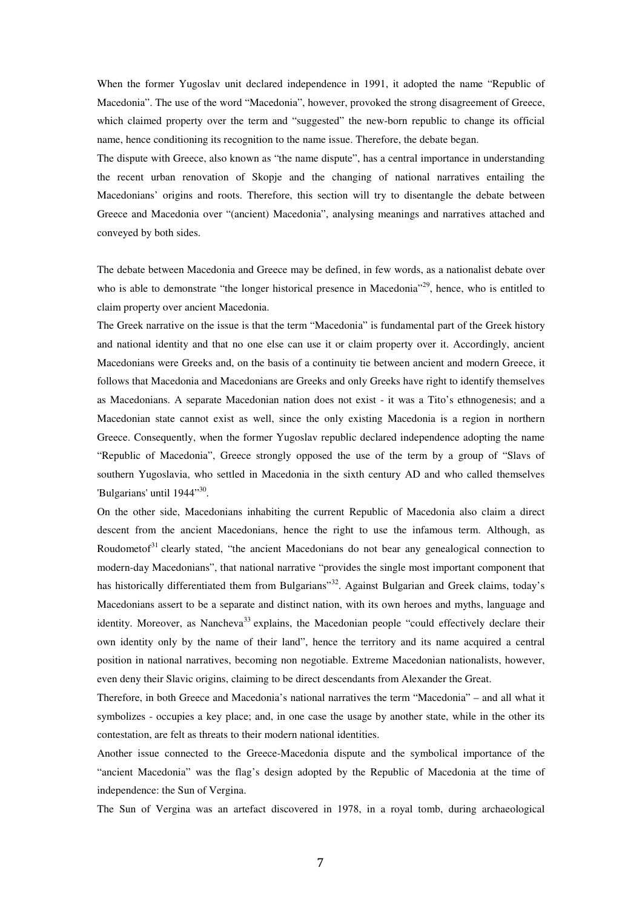When the former Yugoslav unit declared independence in 1991, it adopted the name "Republic of Macedonia". The use of the word "Macedonia", however, provoked the strong disagreement of Greece, which claimed property over the term and "suggested" the new-born republic to change its official name, hence conditioning its recognition to the name issue. Therefore, the debate began.

The dispute with Greece, also known as "the name dispute", has a central importance in understanding the recent urban renovation of Skopje and the changing of national narratives entailing the Macedonians' origins and roots. Therefore, this section will try to disentangle the debate between Greece and Macedonia over "(ancient) Macedonia", analysing meanings and narratives attached and conveyed by both sides.

The debate between Macedonia and Greece may be defined, in few words, as a nationalist debate over who is able to demonstrate "the longer historical presence in Macedonia"[29], hence, who is entitled to claim property over ancient Macedonia.

The Greek narrative on the issue is that the term "Macedonia" is fundamental part of the Greek history and national identity and that no one else can use it or claim property over it. Accordingly, ancient Macedonians were Greeks and, on the basis of a continuity tie between ancient and modern Greece, it follows that Macedonia and Macedonians are Greeks and only Greeks have right to identify themselves as Macedonians. A separate Macedonian nation does not exist - it was a Tito's ethnogenesis; and a Macedonian state cannot exist as well, since the only existing Macedonia is a region in northern Greece. Consequently, when the former Yugoslav republic declared independence adopting the name "Republic of Macedonia", Greece strongly opposed the use of the term by a group of "Slavs of southern Yugoslavia, who settled in Macedonia in the sixth century AD and who called themselves 'Bulgarians' until 1944"[30].

On the other side, Macedonians inhabiting the current Republic of Macedonia also claim a direct descent from the ancient Macedonians, hence the right to use the infamous term. Although, as Roudometof[31] clearly stated, "the ancient Macedonians do not bear any genealogical connection to modern-day Macedonians", that national narrative "provides the single most important component that has historically differentiated them from Bulgarians"[32]. Against Bulgarian and Greek claims, today's Macedonians assert to be a separate and distinct nation, with its own heroes and myths, language and identity. Moreover, as Nancheva[33] explains, the Macedonian people "could effectively declare their own identity only by the name of their land", hence the territory and its name acquired a central position in national narratives, becoming non negotiable. Extreme Macedonian nationalists, however, even deny their Slavic origins, claiming to be direct descendants from Alexander the Great.

Therefore, in both Greece and Macedonia's national narratives the term "Macedonia" – and all what it symbolizes - occupies a key place; and, in one case the usage by another state, while in the other its contestation, are felt as threats to their modern national identities.

Another issue connected to the Greece-Macedonia dispute and the symbolical importance of the "ancient Macedonia" was the flag's design adopted by the Republic of Macedonia at the time of independence: the Sun of Vergina.

The Sun of Vergina was an artefact discovered in 1978, in a royal tomb, during archaeological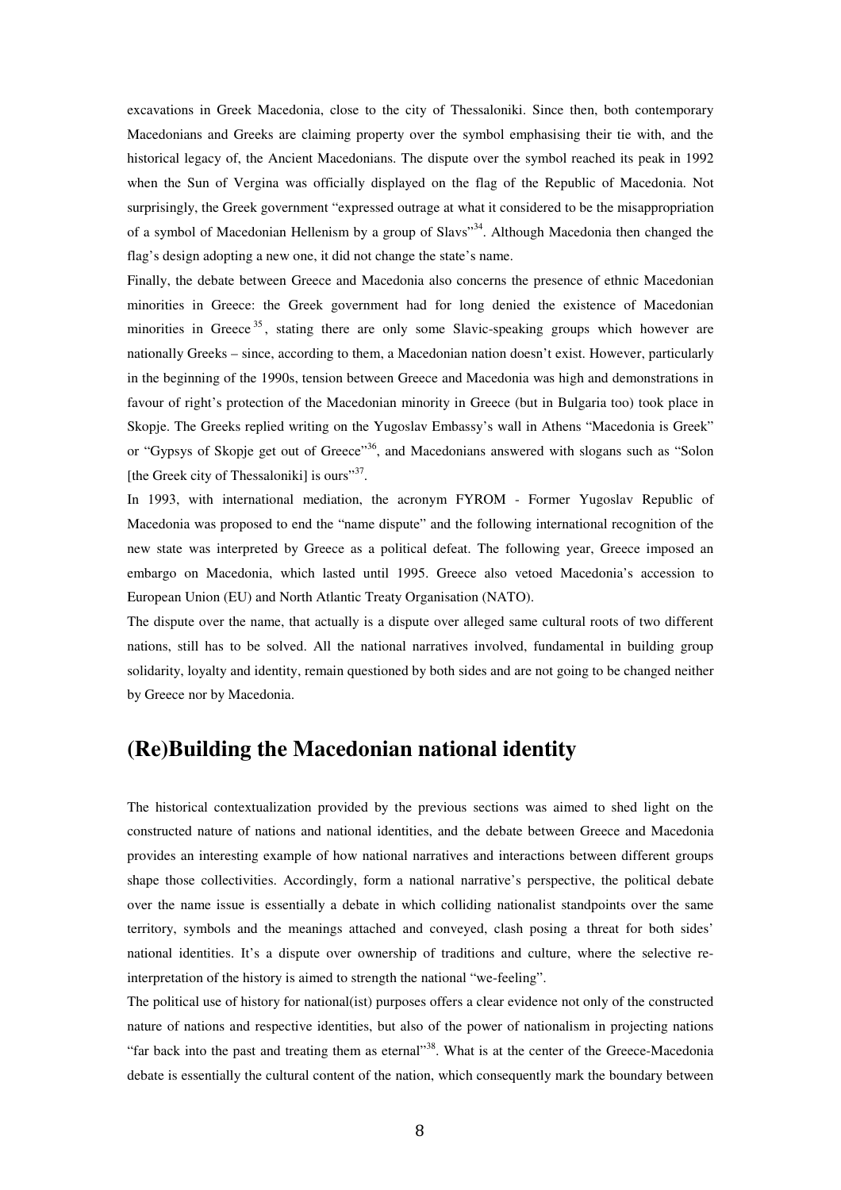excavations in Greek Macedonia, close to the city of Thessaloniki. Since then, both contemporary Macedonians and Greeks are claiming property over the symbol emphasising their tie with, and the historical legacy of, the Ancient Macedonians. The dispute over the symbol reached its peak in 1992 when the Sun of Vergina was officially displayed on the flag of the Republic of Macedonia. Not surprisingly, the Greek government "expressed outrage at what it considered to be the misappropriation of a symbol of Macedonian Hellenism by a group of Slavs"[34]. Although Macedonia then changed the flag's design adopting a new one, it did not change the state's name.

Finally, the debate between Greece and Macedonia also concerns the presence of ethnic Macedonian minorities in Greece: the Greek government had for long denied the existence of Macedonian minorities in Greece[35], stating there are only some Slavic-speaking groups which however are nationally Greeks – since, according to them, a Macedonian nation doesn't exist. However, particularly in the beginning of the 1990s, tension between Greece and Macedonia was high and demonstrations in favour of right's protection of the Macedonian minority in Greece (but in Bulgaria too) took place in Skopje. The Greeks replied writing on the Yugoslav Embassy's wall in Athens "Macedonia is Greek" or "Gypsys of Skopje get out of Greece"[36], and Macedonians answered with slogans such as "Solon [the Greek city of Thessaloniki] is ours"[37].

In 1993, with international mediation, the acronym FYROM - Former Yugoslav Republic of Macedonia was proposed to end the "name dispute" and the following international recognition of the new state was interpreted by Greece as a political defeat. The following year, Greece imposed an embargo on Macedonia, which lasted until 1995. Greece also vetoed Macedonia's accession to European Union (EU) and North Atlantic Treaty Organisation (NATO).

The dispute over the name, that actually is a dispute over alleged same cultural roots of two different nations, still has to be solved. All the national narratives involved, fundamental in building group solidarity, loyalty and identity, remain questioned by both sides and are not going to be changed neither by Greece nor by Macedonia.

## (Re)Building the Macedonian national identity

The historical contextualization provided by the previous sections was aimed to shed light on the constructed nature of nations and national identities, and the debate between Greece and Macedonia provides an interesting example of how national narratives and interactions between different groups shape those collectivities. Accordingly, form a national narrative's perspective, the political debate over the name issue is essentially a debate in which colliding nationalist standpoints over the same territory, symbols and the meanings attached and conveyed, clash posing a threat for both sides' national identities. It's a dispute over ownership of traditions and culture, where the selective re-interpretation of the history is aimed to strength the national "we-feeling".

The political use of history for national(ist) purposes offers a clear evidence not only of the constructed nature of nations and respective identities, but also of the power of nationalism in projecting nations "far back into the past and treating them as eternal"[38]. What is at the center of the Greece-Macedonia debate is essentially the cultural content of the nation, which consequently mark the boundary between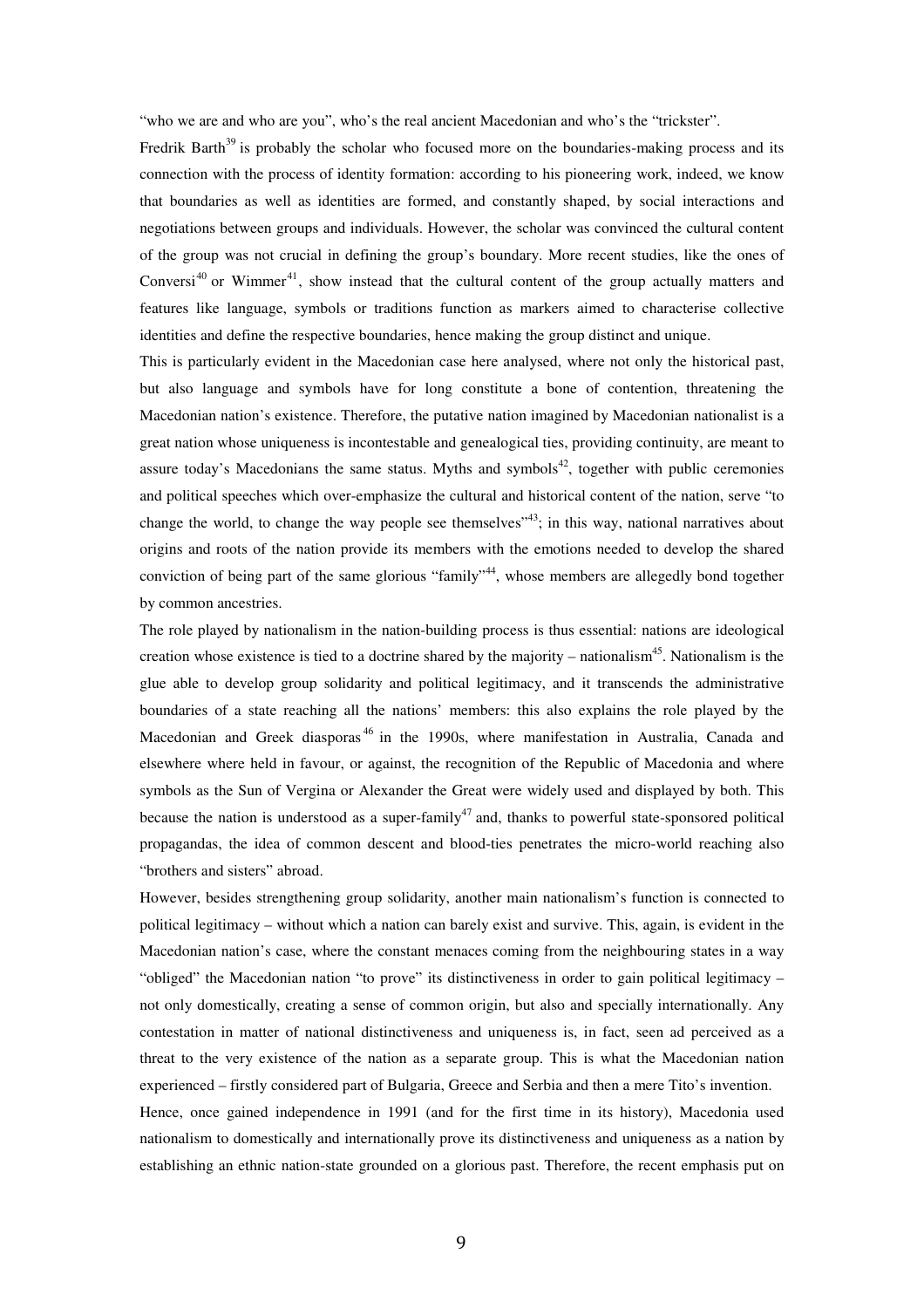"who we are and who are you", who's the real ancient Macedonian and who's the "trickster".

Fredrik Barth[39] is probably the scholar who focused more on the boundaries-making process and its connection with the process of identity formation: according to his pioneering work, indeed, we know that boundaries as well as identities are formed, and constantly shaped, by social interactions and negotiations between groups and individuals. However, the scholar was convinced the cultural content of the group was not crucial in defining the group's boundary. More recent studies, like the ones of Conversi[40] or Wimmer[41], show instead that the cultural content of the group actually matters and features like language, symbols or traditions function as markers aimed to characterise collective identities and define the respective boundaries, hence making the group distinct and unique.

This is particularly evident in the Macedonian case here analysed, where not only the historical past, but also language and symbols have for long constitute a bone of contention, threatening the Macedonian nation's existence. Therefore, the putative nation imagined by Macedonian nationalist is a great nation whose uniqueness is incontestable and genealogical ties, providing continuity, are meant to assure today's Macedonians the same status. Myths and symbols[42], together with public ceremonies and political speeches which over-emphasize the cultural and historical content of the nation, serve "to change the world, to change the way people see themselves"[43]; in this way, national narratives about origins and roots of the nation provide its members with the emotions needed to develop the shared conviction of being part of the same glorious "family"[44], whose members are allegedly bond together by common ancestries.

The role played by nationalism in the nation-building process is thus essential: nations are ideological creation whose existence is tied to a doctrine shared by the majority – nationalism[45]. Nationalism is the glue able to develop group solidarity and political legitimacy, and it transcends the administrative boundaries of a state reaching all the nations' members: this also explains the role played by the Macedonian and Greek diasporas[46] in the 1990s, where manifestation in Australia, Canada and elsewhere where held in favour, or against, the recognition of the Republic of Macedonia and where symbols as the Sun of Vergina or Alexander the Great were widely used and displayed by both. This because the nation is understood as a super-family[47] and, thanks to powerful state-sponsored political propagandas, the idea of common descent and blood-ties penetrates the micro-world reaching also "brothers and sisters" abroad.

However, besides strengthening group solidarity, another main nationalism's function is connected to political legitimacy – without which a nation can barely exist and survive. This, again, is evident in the Macedonian nation's case, where the constant menaces coming from the neighbouring states in a way "obliged" the Macedonian nation "to prove" its distinctiveness in order to gain political legitimacy – not only domestically, creating a sense of common origin, but also and specially internationally. Any contestation in matter of national distinctiveness and uniqueness is, in fact, seen ad perceived as a threat to the very existence of the nation as a separate group. This is what the Macedonian nation experienced – firstly considered part of Bulgaria, Greece and Serbia and then a mere Tito's invention.

Hence, once gained independence in 1991 (and for the first time in its history), Macedonia used nationalism to domestically and internationally prove its distinctiveness and uniqueness as a nation by establishing an ethnic nation-state grounded on a glorious past. Therefore, the recent emphasis put on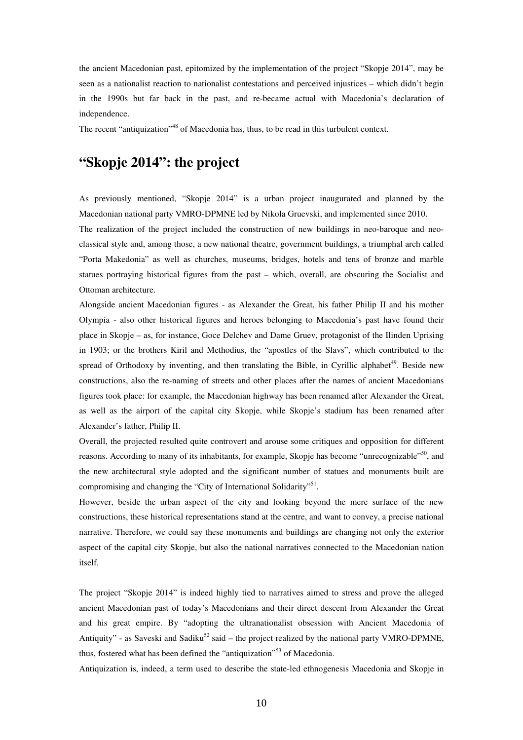the ancient Macedonian past, epitomized by the implementation of the project "Skopje 2014", may be seen as a nationalist reaction to nationalist contestations and perceived injustices – which didn't begin in the 1990s but far back in the past, and re-became actual with Macedonia's declaration of independence.

The recent "antiquization"[48] of Macedonia has, thus, to be read in this turbulent context.

## "Skopje 2014": the project

As previously mentioned, "Skopje 2014" is a urban project inaugurated and planned by the Macedonian national party VMRO-DPMNE led by Nikola Gruevski, and implemented since 2010.

The realization of the project included the construction of new buildings in neo-baroque and neo-classical style and, among those, a new national theatre, government buildings, a triumphal arch called "Porta Makedonia" as well as churches, museums, bridges, hotels and tens of bronze and marble statues portraying historical figures from the past – which, overall, are obscuring the Socialist and Ottoman architecture.

Alongside ancient Macedonian figures - as Alexander the Great, his father Philip II and his mother Olympia - also other historical figures and heroes belonging to Macedonia's past have found their place in Skopje – as, for instance, Goce Delchev and Dame Gruev, protagonist of the Ilinden Uprising in 1903; or the brothers Kiril and Methodius, the "apostles of the Slavs", which contributed to the spread of Orthodoxy by inventing, and then translating the Bible, in Cyrillic alphabet[49]. Beside new constructions, also the re-naming of streets and other places after the names of ancient Macedonians figures took place: for example, the Macedonian highway has been renamed after Alexander the Great, as well as the airport of the capital city Skopje, while Skopje's stadium has been renamed after Alexander's father, Philip II.

Overall, the projected resulted quite controvert and arouse some critiques and opposition for different reasons. According to many of its inhabitants, for example, Skopje has become "unrecognizable"[50], and the new architectural style adopted and the significant number of statues and monuments built are compromising and changing the "City of International Solidarity"[51].

However, beside the urban aspect of the city and looking beyond the mere surface of the new constructions, these historical representations stand at the centre, and want to convey, a precise national narrative. Therefore, we could say these monuments and buildings are changing not only the exterior aspect of the capital city Skopje, but also the national narratives connected to the Macedonian nation itself.

The project "Skopje 2014" is indeed highly tied to narratives aimed to stress and prove the alleged ancient Macedonian past of today's Macedonians and their direct descent from Alexander the Great and his great empire. By "adopting the ultranationalist obsession with Ancient Macedonia of Antiquity" - as Saveski and Sadiku[52] said – the project realized by the national party VMRO-DPMNE, thus, fostered what has been defined the "antiquization"[53] of Macedonia.

Antiquization is, indeed, a term used to describe the state-led ethnogenesis Macedonia and Skopje in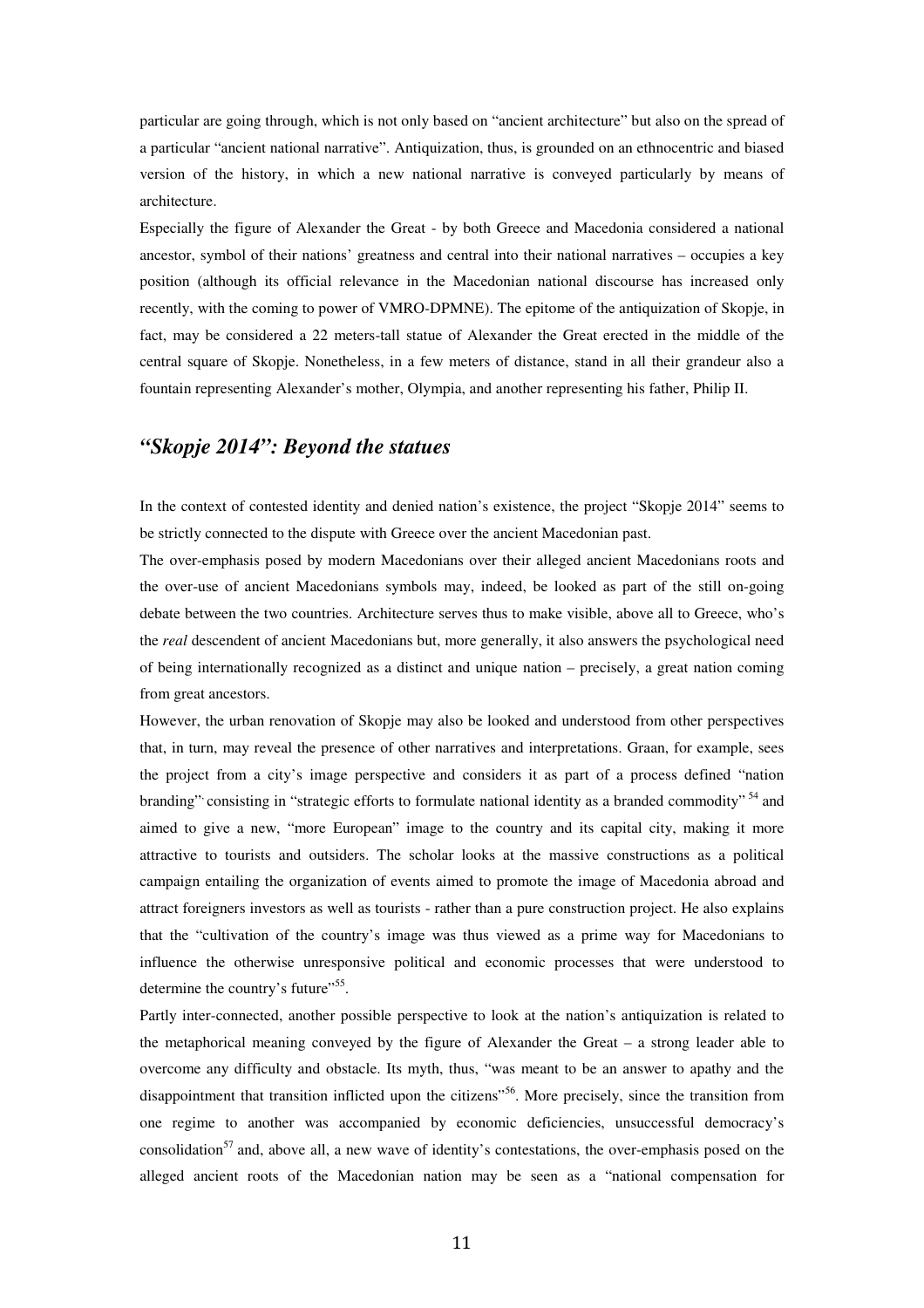particular are going through, which is not only based on "ancient architecture" but also on the spread of a particular "ancient national narrative". Antiquization, thus, is grounded on an ethnocentric and biased version of the history, in which a new national narrative is conveyed particularly by means of architecture.

Especially the figure of Alexander the Great - by both Greece and Macedonia considered a national ancestor, symbol of their nations' greatness and central into their national narratives – occupies a key position (although its official relevance in the Macedonian national discourse has increased only recently, with the coming to power of VMRO-DPMNE). The epitome of the antiquization of Skopje, in fact, may be considered a 22 meters-tall statue of Alexander the Great erected in the middle of the central square of Skopje. Nonetheless, in a few meters of distance, stand in all their grandeur also a fountain representing Alexander's mother, Olympia, and another representing his father, Philip II.

## *"Skopje 2014": Beyond the statues*

In the context of contested identity and denied nation's existence, the project "Skopje 2014" seems to be strictly connected to the dispute with Greece over the ancient Macedonian past.

The over-emphasis posed by modern Macedonians over their alleged ancient Macedonians roots and the over-use of ancient Macedonians symbols may, indeed, be looked as part of the still on-going debate between the two countries. Architecture serves thus to make visible, above all to Greece, who's the *real* descendent of ancient Macedonians but, more generally, it also answers the psychological need of being internationally recognized as a distinct and unique nation – precisely, a great nation coming from great ancestors.

However, the urban renovation of Skopje may also be looked and understood from other perspectives that, in turn, may reveal the presence of other narratives and interpretations. Graan, for example, sees the project from a city's image perspective and considers it as part of a process defined "nation branding", consisting in "strategic efforts to formulate national identity as a branded commodity" [54] and aimed to give a new, "more European" image to the country and its capital city, making it more attractive to tourists and outsiders. The scholar looks at the massive constructions as a political campaign entailing the organization of events aimed to promote the image of Macedonia abroad and attract foreigners investors as well as tourists - rather than a pure construction project. He also explains that the "cultivation of the country's image was thus viewed as a prime way for Macedonians to influence the otherwise unresponsive political and economic processes that were understood to determine the country's future"[55].

Partly inter-connected, another possible perspective to look at the nation's antiquization is related to the metaphorical meaning conveyed by the figure of Alexander the Great – a strong leader able to overcome any difficulty and obstacle. Its myth, thus, "was meant to be an answer to apathy and the disappointment that transition inflicted upon the citizens"[56]. More precisely, since the transition from one regime to another was accompanied by economic deficiencies, unsuccessful democracy's consolidation[57] and, above all, a new wave of identity's contestations, the over-emphasis posed on the alleged ancient roots of the Macedonian nation may be seen as a "national compensation for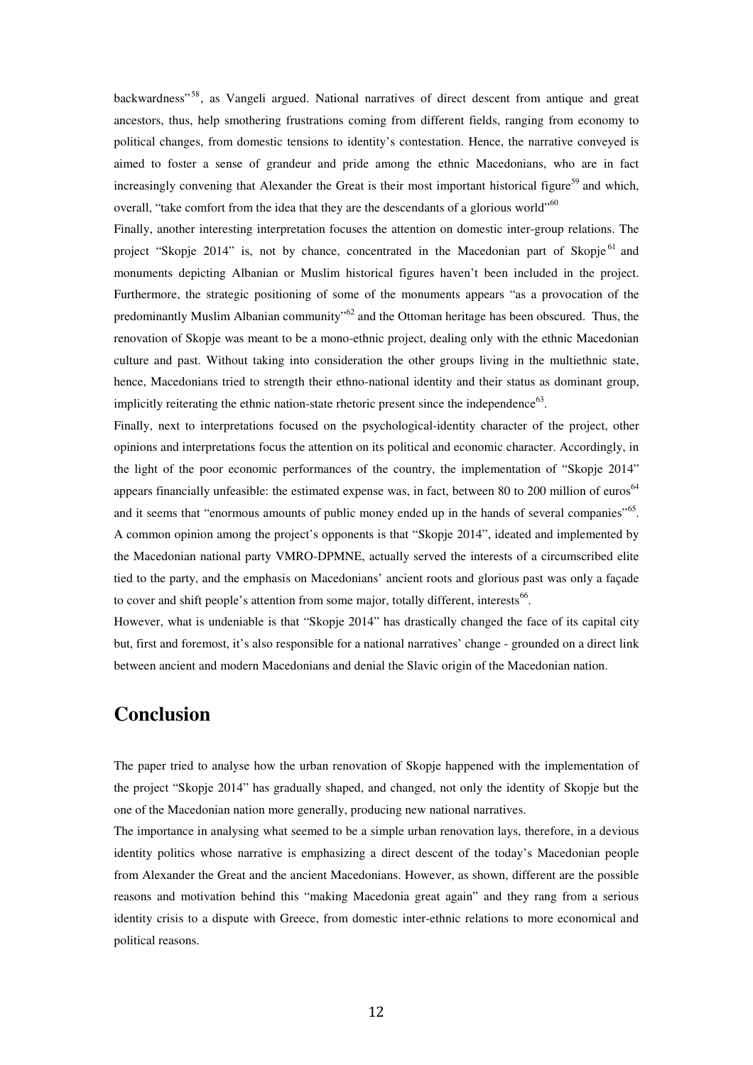backwardness"[58], as Vangeli argued. National narratives of direct descent from antique and great ancestors, thus, help smothering frustrations coming from different fields, ranging from economy to political changes, from domestic tensions to identity's contestation. Hence, the narrative conveyed is aimed to foster a sense of grandeur and pride among the ethnic Macedonians, who are in fact increasingly convening that Alexander the Great is their most important historical figure[59] and which, overall, "take comfort from the idea that they are the descendants of a glorious world"[60]

Finally, another interesting interpretation focuses the attention on domestic inter-group relations. The project "Skopje 2014" is, not by chance, concentrated in the Macedonian part of Skopje[61] and monuments depicting Albanian or Muslim historical figures haven't been included in the project. Furthermore, the strategic positioning of some of the monuments appears "as a provocation of the predominantly Muslim Albanian community"[62] and the Ottoman heritage has been obscured. Thus, the renovation of Skopje was meant to be a mono-ethnic project, dealing only with the ethnic Macedonian culture and past. Without taking into consideration the other groups living in the multiethnic state, hence, Macedonians tried to strength their ethno-national identity and their status as dominant group, implicitly reiterating the ethnic nation-state rhetoric present since the independence[63].

Finally, next to interpretations focused on the psychological-identity character of the project, other opinions and interpretations focus the attention on its political and economic character. Accordingly, in the light of the poor economic performances of the country, the implementation of "Skopje 2014" appears financially unfeasible: the estimated expense was, in fact, between 80 to 200 million of euros[64] and it seems that "enormous amounts of public money ended up in the hands of several companies"[65]. A common opinion among the project's opponents is that "Skopje 2014", ideated and implemented by the Macedonian national party VMRO-DPMNE, actually served the interests of a circumscribed elite tied to the party, and the emphasis on Macedonians' ancient roots and glorious past was only a façade to cover and shift people's attention from some major, totally different, interests[66].

However, what is undeniable is that "Skopje 2014" has drastically changed the face of its capital city but, first and foremost, it's also responsible for a national narratives' change - grounded on a direct link between ancient and modern Macedonians and denial the Slavic origin of the Macedonian nation.

# Conclusion

The paper tried to analyse how the urban renovation of Skopje happened with the implementation of the project "Skopje 2014" has gradually shaped, and changed, not only the identity of Skopje but the one of the Macedonian nation more generally, producing new national narratives.

The importance in analysing what seemed to be a simple urban renovation lays, therefore, in a devious identity politics whose narrative is emphasizing a direct descent of the today's Macedonian people from Alexander the Great and the ancient Macedonians. However, as shown, different are the possible reasons and motivation behind this "making Macedonia great again" and they rang from a serious identity crisis to a dispute with Greece, from domestic inter-ethnic relations to more economical and political reasons.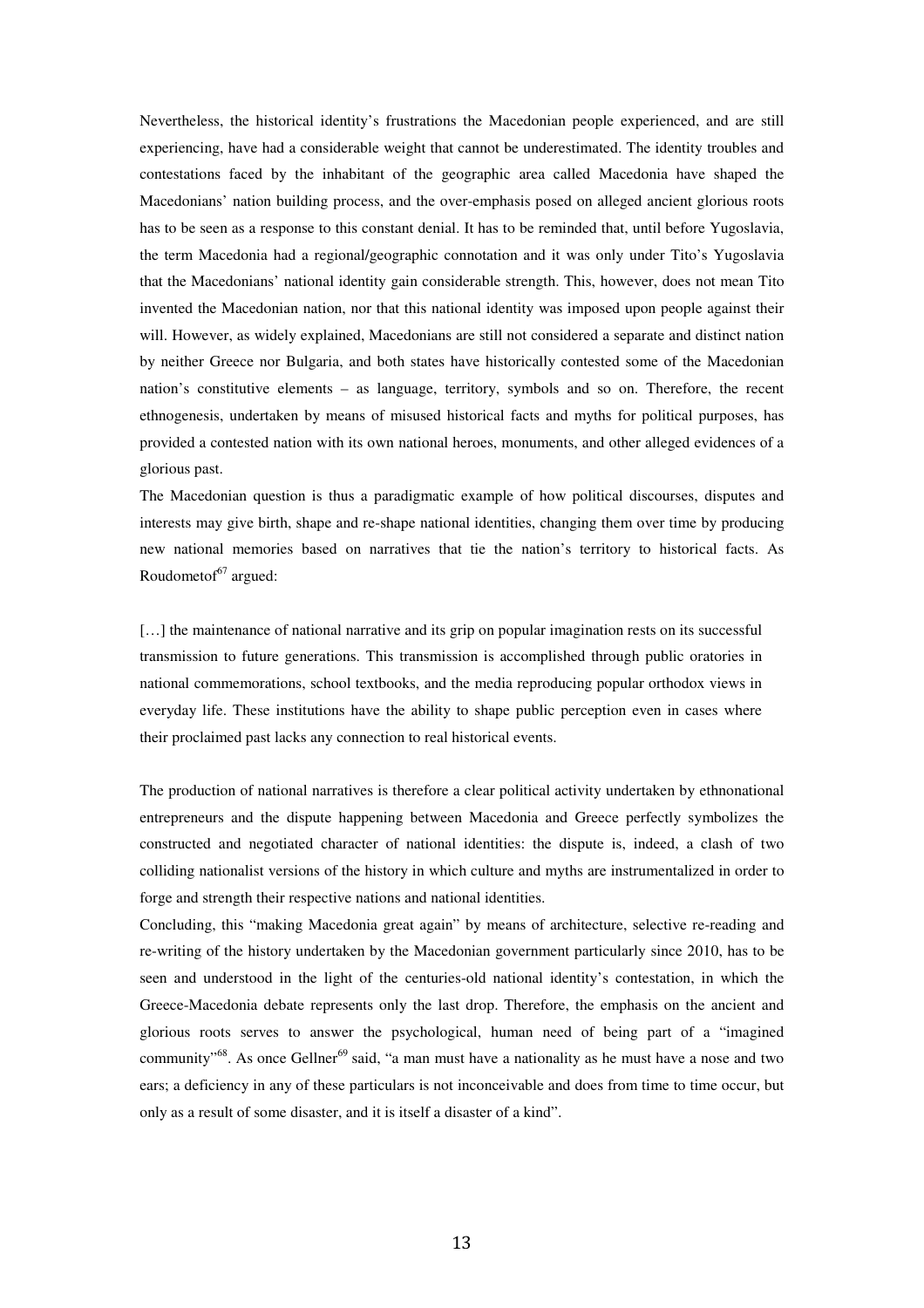Nevertheless, the historical identity's frustrations the Macedonian people experienced, and are still experiencing, have had a considerable weight that cannot be underestimated. The identity troubles and contestations faced by the inhabitant of the geographic area called Macedonia have shaped the Macedonians' nation building process, and the over-emphasis posed on alleged ancient glorious roots has to be seen as a response to this constant denial. It has to be reminded that, until before Yugoslavia, the term Macedonia had a regional/geographic connotation and it was only under Tito's Yugoslavia that the Macedonians' national identity gain considerable strength. This, however, does not mean Tito invented the Macedonian nation, nor that this national identity was imposed upon people against their will. However, as widely explained, Macedonians are still not considered a separate and distinct nation by neither Greece nor Bulgaria, and both states have historically contested some of the Macedonian nation's constitutive elements – as language, territory, symbols and so on. Therefore, the recent ethnogenesis, undertaken by means of misused historical facts and myths for political purposes, has provided a contested nation with its own national heroes, monuments, and other alleged evidences of a glorious past.

The Macedonian question is thus a paradigmatic example of how political discourses, disputes and interests may give birth, shape and re-shape national identities, changing them over time by producing new national memories based on narratives that tie the nation's territory to historical facts. As Roudometof[67] argued:

> […] the maintenance of national narrative and its grip on popular imagination rests on its successful transmission to future generations. This transmission is accomplished through public oratories in national commemorations, school textbooks, and the media reproducing popular orthodox views in everyday life. These institutions have the ability to shape public perception even in cases where their proclaimed past lacks any connection to real historical events.

The production of national narratives is therefore a clear political activity undertaken by ethnonational entrepreneurs and the dispute happening between Macedonia and Greece perfectly symbolizes the constructed and negotiated character of national identities: the dispute is, indeed, a clash of two colliding nationalist versions of the history in which culture and myths are instrumentalized in order to forge and strength their respective nations and national identities.

Concluding, this "making Macedonia great again" by means of architecture, selective re-reading and re-writing of the history undertaken by the Macedonian government particularly since 2010, has to be seen and understood in the light of the centuries-old national identity's contestation, in which the Greece-Macedonia debate represents only the last drop. Therefore, the emphasis on the ancient and glorious roots serves to answer the psychological, human need of being part of a "imagined community"[68]. As once Gellner[69] said, "a man must have a nationality as he must have a nose and two ears; a deficiency in any of these particulars is not inconceivable and does from time to time occur, but only as a result of some disaster, and it is itself a disaster of a kind".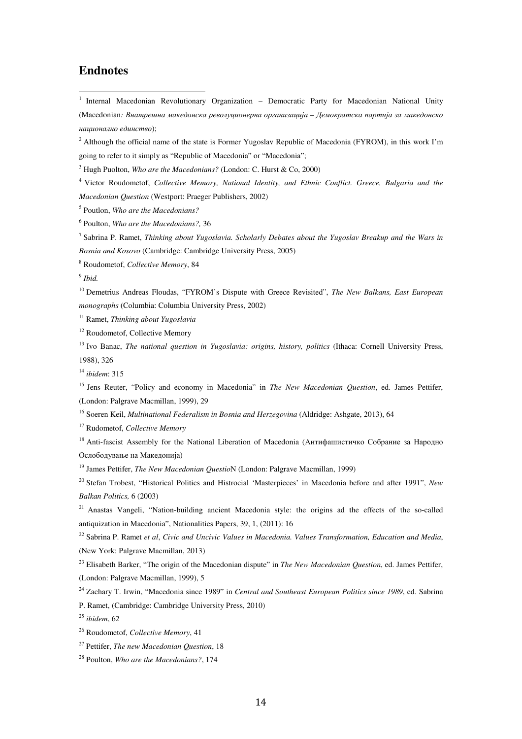## Endnotes

[1] Internal Macedonian Revolutionary Organization – Democratic Party for Macedonian National Unity (Macedonian*: Внатрешна македонска револуционерна организација – Демократска партија за македонско национално единство*);

[2] Although the official name of the state is Former Yugoslav Republic of Macedonia (FYROM), in this work I'm going to refer to it simply as "Republic of Macedonia" or "Macedonia";

[3] Hugh Puolton, *Who are the Macedonians?* (London: C. Hurst & Co, 2000)

[4] Victor Roudometof, *Collective Memory, National Identity, and Ethnic Conflict. Greece, Bulgaria and the Macedonian Question* (Westport: Praeger Publishers, 2002)

[5] Poutlon, *Who are the Macedonians?*

[6] Poulton, *Who are the Macedonians?,* 36

[7] Sabrina P. Ramet, *Thinking about Yugoslavia. Scholarly Debates about the Yugoslav Breakup and the Wars in Bosnia and Kosovo* (Cambridge: Cambridge University Press, 2005)

[8] Roudometof, *Collective Memory*, 84

[9] *Ibid.*

[10] Demetrius Andreas Floudas, "FYROM's Dispute with Greece Revisited", *The New Balkans, East European monographs* (Columbia: Columbia University Press, 2002)

[11] Ramet, *Thinking about Yugoslavia*

[12] Roudometof, Collective Memory

[13] Ivo Banac, *The national question in Yugoslavia: origins, history, politics* (Ithaca: Cornell University Press, 1988), 326

[14] *ibidem*: 315

[15] Jens Reuter, "Policy and economy in Macedonia" in *The New Macedonian Question*, ed. James Pettifer, (London: Palgrave Macmillan, 1999), 29

[16] Soeren Keil, *Multinational Federalism in Bosnia and Herzegovina* (Aldridge: Ashgate, 2013), 64

[17] Rudometof, *Collective Memory*

[18] Anti-fascist Assembly for the National Liberation of Macedonia (Антифашистичко Собрание за Народно Ослободување на Македонија)

[19] James Pettifer, *The New Macedonian QuestioN* (London: Palgrave Macmillan, 1999)

[20] Stefan Trobest, "Historical Politics and Histrocial 'Masterpieces' in Macedonia before and after 1991", *New Balkan Politics,* 6 (2003)

[21] Anastas Vangeli, "Nation-building ancient Macedonia style: the origins ad the effects of the so-called antiquization in Macedonia", Nationalities Papers, 39, 1, (2011): 16

[22] Sabrina P. Ramet *et al*, *Civic and Uncivic Values in Macedonia. Values Transformation, Education and Media*, (New York: Palgrave Macmillan, 2013)

[23] Elisabeth Barker, "The origin of the Macedonian dispute" in *The New Macedonian Question*, ed. James Pettifer, (London: Palgrave Macmillan, 1999), 5

[24] Zachary T. Irwin, "Macedonia since 1989" in *Central and Southeast European Politics since 1989*, ed. Sabrina P. Ramet, (Cambridge: Cambridge University Press, 2010)

[25] *ibidem*, 62

[26] Roudometof, *Collective Memory*, 41

[27] Pettifer, *The new Macedonian Question*, 18

[28] Poulton, *Who are the Macedonians?*, 174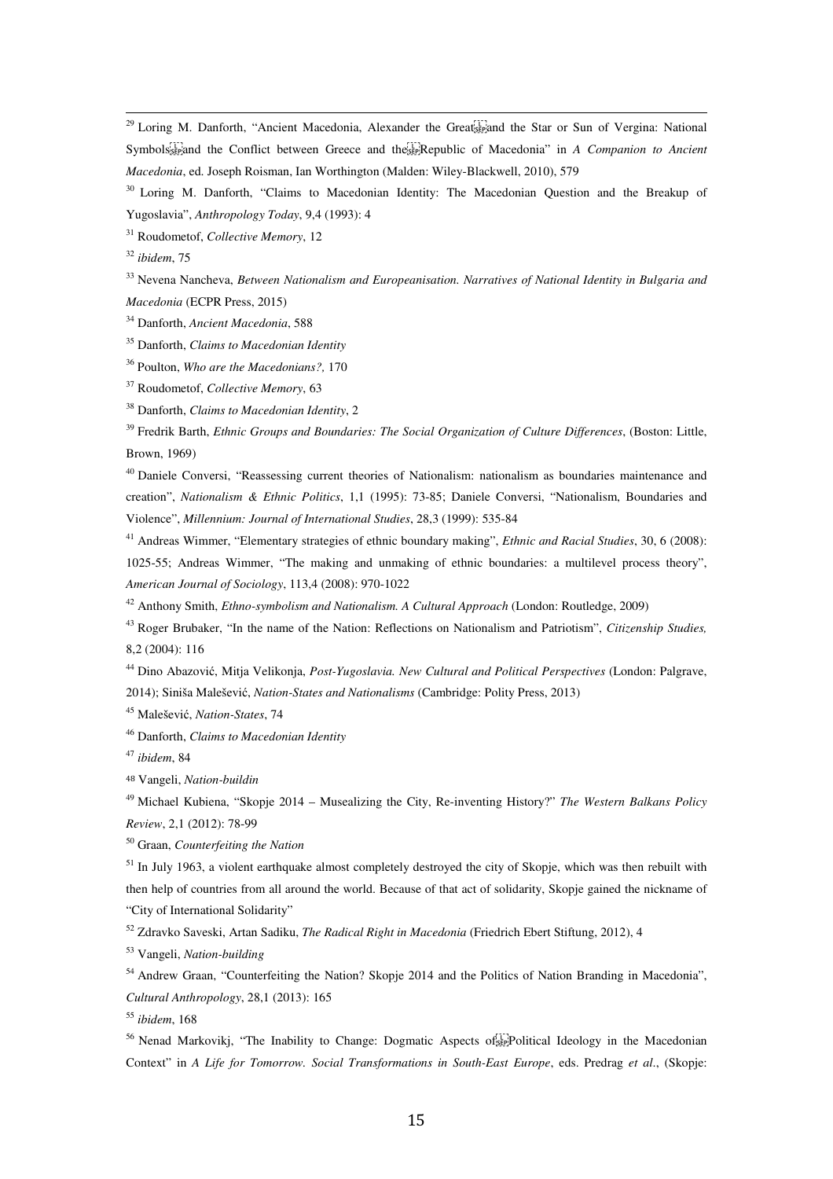[29] Loring M. Danforth, "Ancient Macedonia, Alexander the Great and the Star or Sun of Vergina: National Symbols and the Conflict between Greece and the Republic of Macedonia" in *A Companion to Ancient Macedonia*, ed. Joseph Roisman, Ian Worthington (Malden: Wiley-Blackwell, 2010), 579

[30] Loring M. Danforth, "Claims to Macedonian Identity: The Macedonian Question and the Breakup of Yugoslavia", *Anthropology Today*, 9,4 (1993): 4

[31] Roudometof, *Collective Memory*, 12

[32] *ibidem*, 75

[33] Nevena Nancheva, *Between Nationalism and Europeanisation. Narratives of National Identity in Bulgaria and Macedonia* (ECPR Press, 2015)

[34] Danforth, *Ancient Macedonia*, 588

[35] Danforth, *Claims to Macedonian Identity*

[36] Poulton, *Who are the Macedonians?,* 170

[37] Roudometof, *Collective Memory*, 63

[38] Danforth, *Claims to Macedonian Identity*, 2

[39] Fredrik Barth, *Ethnic Groups and Boundaries: The Social Organization of Culture Differences*, (Boston: Little, Brown, 1969)

[40] Daniele Conversi, "Reassessing current theories of Nationalism: nationalism as boundaries maintenance and creation", *Nationalism & Ethnic Politics*, 1,1 (1995): 73-85; Daniele Conversi, "Nationalism, Boundaries and Violence", *Millennium: Journal of International Studies*, 28,3 (1999): 535-84

[41] Andreas Wimmer, "Elementary strategies of ethnic boundary making", *Ethnic and Racial Studies*, 30, 6 (2008): 1025-55; Andreas Wimmer, "The making and unmaking of ethnic boundaries: a multilevel process theory", *American Journal of Sociology*, 113,4 (2008): 970-1022

[42] Anthony Smith, *Ethno-symbolism and Nationalism. A Cultural Approach* (London: Routledge, 2009)

[43] Roger Brubaker, "In the name of the Nation: Reflections on Nationalism and Patriotism", *Citizenship Studies,* 8,2 (2004): 116

[44] Dino Abazović, Mitja Velikonja, *Post-Yugoslavia. New Cultural and Political Perspectives* (London: Palgrave, 2014); Siniša Malešević, *Nation-States and Nationalisms* (Cambridge: Polity Press, 2013)

[45] Malešević, *Nation-States*, 74

[46] Danforth, *Claims to Macedonian Identity*

[47] *ibidem*, 84

[48] Vangeli, *Nation-buildin*

[49] Michael Kubiena, "Skopje 2014 – Musealizing the City, Re-inventing History?" *The Western Balkans Policy Review*, 2,1 (2012): 78-99

[50] Graan, *Counterfeiting the Nation*

[51] In July 1963, a violent earthquake almost completely destroyed the city of Skopje, which was then rebuilt with then help of countries from all around the world. Because of that act of solidarity, Skopje gained the nickname of "City of International Solidarity"

[52] Zdravko Saveski, Artan Sadiku, *The Radical Right in Macedonia* (Friedrich Ebert Stiftung, 2012), 4

[53] Vangeli, *Nation-building*

[54] Andrew Graan, "Counterfeiting the Nation? Skopje 2014 and the Politics of Nation Branding in Macedonia", *Cultural Anthropology*, 28,1 (2013): 165

[55] *ibidem*, 168

[56] Nenad Markovikj, "The Inability to Change: Dogmatic Aspects of Political Ideology in the Macedonian Context" in *A Life for Tomorrow. Social Transformations in South-East Europe*, eds. Predrag *et al*., (Skopje: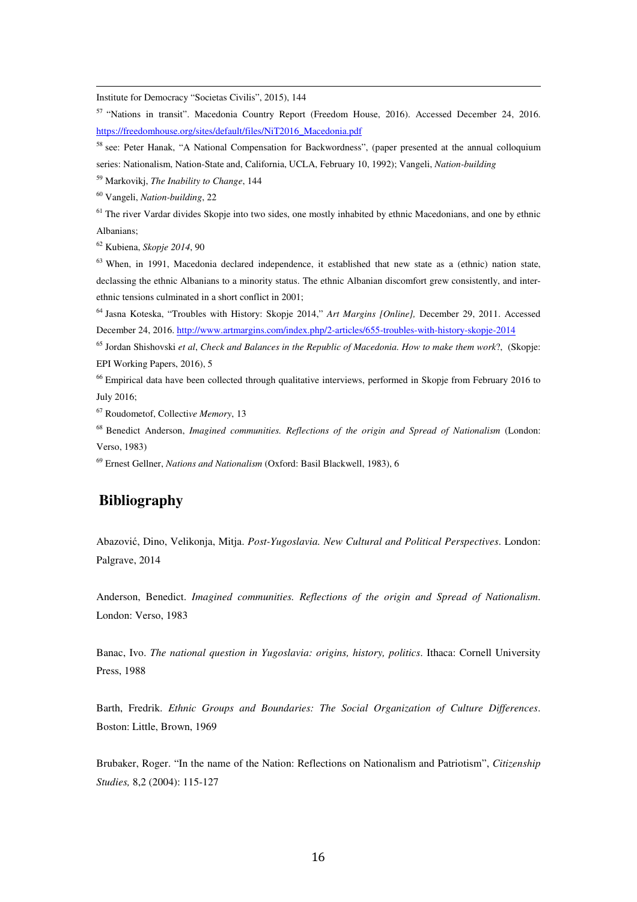Institute for Democracy "Societas Civilis", 2015), 144

[57] "Nations in transit". Macedonia Country Report (Freedom House, 2016). Accessed December 24, 2016. https://freedomhouse.org/sites/default/files/NiT2016_Macedonia.pdf

[58] see: Peter Hanak, "A National Compensation for Backwordness", (paper presented at the annual colloquium series: Nationalism, Nation-State and, California, UCLA, February 10, 1992); Vangeli, *Nation-building*

[59] Markovikj, *The Inability to Change*, 144

[60] Vangeli, *Nation-building*, 22

[61] The river Vardar divides Skopje into two sides, one mostly inhabited by ethnic Macedonians, and one by ethnic Albanians;

[62] Kubiena, *Skopje 2014*, 90

[63] When, in 1991, Macedonia declared independence, it established that new state as a (ethnic) nation state, declassing the ethnic Albanians to a minority status. The ethnic Albanian discomfort grew consistently, and inter-ethnic tensions culminated in a short conflict in 2001;

[64] Jasna Koteska, "Troubles with History: Skopje 2014," *Art Margins [Online],* December 29, 2011. Accessed December 24, 2016. http://www.artmargins.com/index.php/2-articles/655-troubles-with-history-skopje-2014

[65] Jordan Shishovski *et al*, *Check and Balances in the Republic of Macedonia. How to make them work*?, (Skopje: EPI Working Papers, 2016), 5

[66] Empirical data have been collected through qualitative interviews, performed in Skopje from February 2016 to July 2016;

[67] Roudometof, Collecti*ve Memory*, 13

[68] Benedict Anderson, *Imagined communities. Reflections of the origin and Spread of Nationalism* (London: Verso, 1983)

[69] Ernest Gellner, *Nations and Nationalism* (Oxford: Basil Blackwell, 1983), 6

## Bibliography

Abazović, Dino, Velikonja, Mitja. *Post-Yugoslavia. New Cultural and Political Perspectives*. London: Palgrave, 2014

Anderson, Benedict. *Imagined communities. Reflections of the origin and Spread of Nationalism*. London: Verso, 1983

Banac, Ivo. *The national question in Yugoslavia: origins, history, politics*. Ithaca: Cornell University Press, 1988

Barth, Fredrik. *Ethnic Groups and Boundaries: The Social Organization of Culture Differences*. Boston: Little, Brown, 1969

Brubaker, Roger. "In the name of the Nation: Reflections on Nationalism and Patriotism", *Citizenship Studies,* 8,2 (2004): 115-127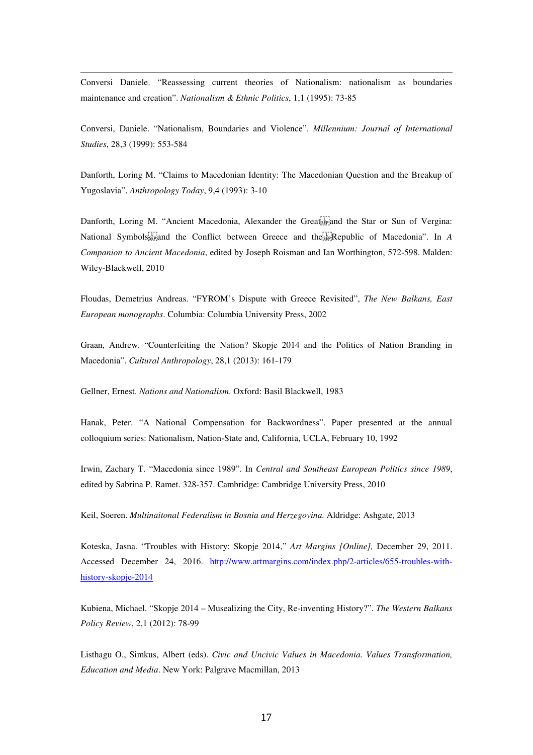Conversi Daniele. "Reassessing current theories of Nationalism: nationalism as boundaries maintenance and creation". *Nationalism & Ethnic Politics*, 1,1 (1995): 73-85

Conversi, Daniele. "Nationalism, Boundaries and Violence". *Millennium: Journal of International Studies*, 28,3 (1999): 553-584

Danforth, Loring M. "Claims to Macedonian Identity: The Macedonian Question and the Breakup of Yugoslavia", *Anthropology Today*, 9,4 (1993): 3-10

Danforth, Loring M. "Ancient Macedonia, Alexander the Great and the Star or Sun of Vergina: National Symbols and the Conflict between Greece and the Republic of Macedonia". In *A Companion to Ancient Macedonia*, edited by Joseph Roisman and Ian Worthington, 572-598. Malden: Wiley-Blackwell, 2010

Floudas, Demetrius Andreas. "FYROM's Dispute with Greece Revisited", *The New Balkans, East European monographs*. Columbia: Columbia University Press, 2002

Graan, Andrew. "Counterfeiting the Nation? Skopje 2014 and the Politics of Nation Branding in Macedonia". *Cultural Anthropology*, 28,1 (2013): 161-179

Gellner, Ernest. *Nations and Nationalism*. Oxford: Basil Blackwell, 1983

Hanak, Peter. "A National Compensation for Backwordness". Paper presented at the annual colloquium series: Nationalism, Nation-State and, California, UCLA, February 10, 1992

Irwin, Zachary T. "Macedonia since 1989". In *Central and Southeast European Politics since 1989*, edited by Sabrina P. Ramet. 328-357. Cambridge: Cambridge University Press, 2010

Keil, Soeren. *Multinaitonal Federalism in Bosnia and Herzegovina.* Aldridge: Ashgate, 2013

Koteska, Jasna. "Troubles with History: Skopje 2014," *Art Margins [Online],* December 29, 2011. Accessed December 24, 2016. http://www.artmargins.com/index.php/2-articles/655-troubles-with-history-skopje-2014

Kubiena, Michael. "Skopje 2014 – Musealizing the City, Re-inventing History?". *The Western Balkans Policy Review*, 2,1 (2012): 78-99

Listhagu O., Simkus, Albert (eds). *Civic and Uncivic Values in Macedonia. Values Transformation, Education and Media*. New York: Palgrave Macmillan, 2013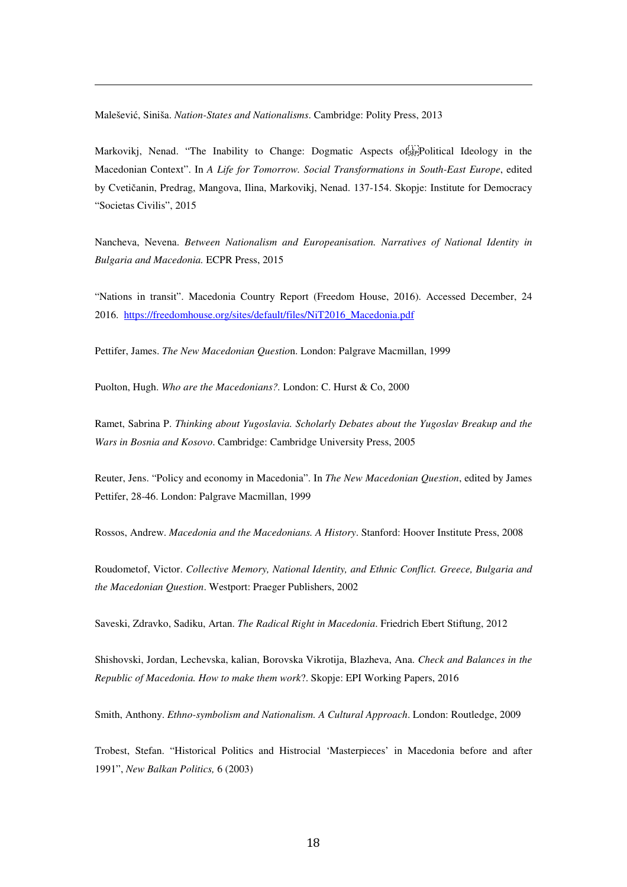Malešević, Siniša. *Nation-States and Nationalisms*. Cambridge: Polity Press, 2013

Markovikj, Nenad. "The Inability to Change: Dogmatic Aspects of Political Ideology in the Macedonian Context". In *A Life for Tomorrow. Social Transformations in South-East Europe*, edited by Cvetičanin, Predrag, Mangova, Ilina, Markovikj, Nenad. 137-154. Skopje: Institute for Democracy "Societas Civilis", 2015

Nancheva, Nevena. *Between Nationalism and Europeanisation. Narratives of National Identity in Bulgaria and Macedonia.* ECPR Press, 2015

"Nations in transit". Macedonia Country Report (Freedom House, 2016). Accessed December, 24 2016. https://freedomhouse.org/sites/default/files/NiT2016_Macedonia.pdf

Pettifer, James. *The New Macedonian Questio*n. London: Palgrave Macmillan, 1999

Puolton, Hugh. *Who are the Macedonians?*. London: C. Hurst & Co, 2000

Ramet, Sabrina P. *Thinking about Yugoslavia. Scholarly Debates about the Yugoslav Breakup and the Wars in Bosnia and Kosovo*. Cambridge: Cambridge University Press, 2005

Reuter, Jens. "Policy and economy in Macedonia". In *The New Macedonian Question*, edited by James Pettifer, 28-46. London: Palgrave Macmillan, 1999

Rossos, Andrew. *Macedonia and the Macedonians. A History*. Stanford: Hoover Institute Press, 2008

Roudometof, Victor. *Collective Memory, National Identity, and Ethnic Conflict. Greece, Bulgaria and the Macedonian Question*. Westport: Praeger Publishers, 2002

Saveski, Zdravko, Sadiku, Artan. *The Radical Right in Macedonia*. Friedrich Ebert Stiftung, 2012

Shishovski, Jordan, Lechevska, kalian, Borovska Vikrotija, Blazheva, Ana. *Check and Balances in the Republic of Macedonia. How to make them work*?. Skopje: EPI Working Papers, 2016

Smith, Anthony. *Ethno-symbolism and Nationalism. A Cultural Approach*. London: Routledge, 2009

Trobest, Stefan. "Historical Politics and Histrocial 'Masterpieces' in Macedonia before and after 1991", *New Balkan Politics,* 6 (2003)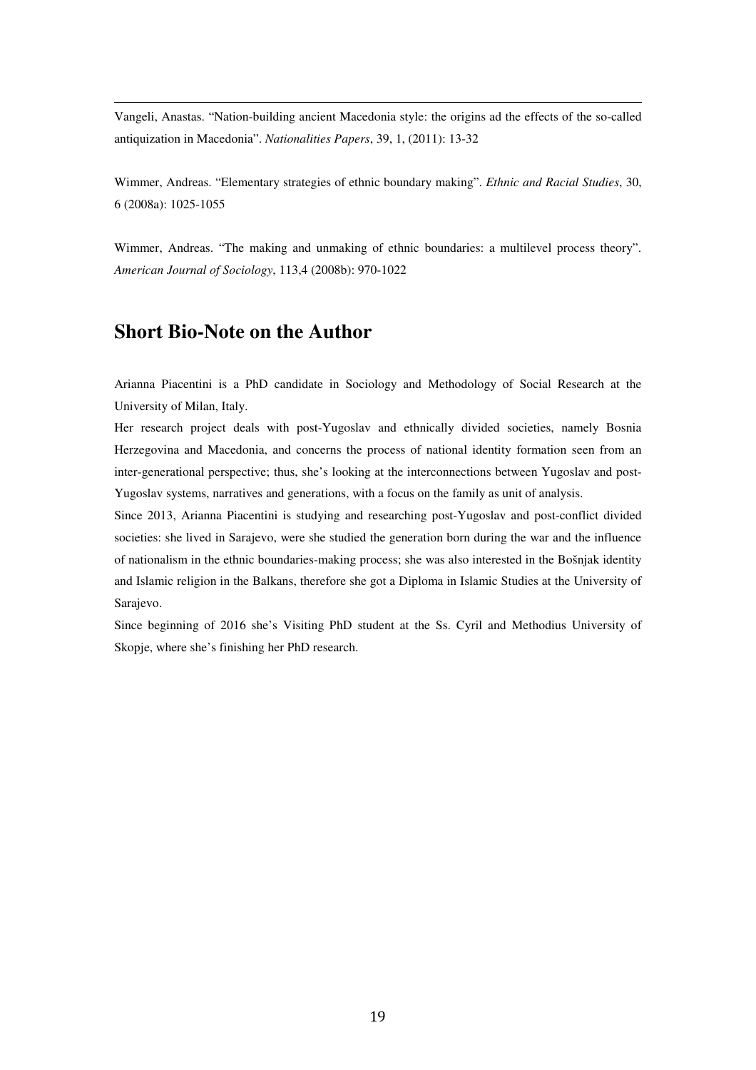Vangeli, Anastas. "Nation-building ancient Macedonia style: the origins ad the effects of the so-called antiquization in Macedonia". *Nationalities Papers*, 39, 1, (2011): 13-32

Wimmer, Andreas. "Elementary strategies of ethnic boundary making". *Ethnic and Racial Studies*, 30, 6 (2008a): 1025-1055

Wimmer, Andreas. "The making and unmaking of ethnic boundaries: a multilevel process theory". *American Journal of Sociology*, 113,4 (2008b): 970-1022

## Short Bio-Note on the Author

Arianna Piacentini is a PhD candidate in Sociology and Methodology of Social Research at the University of Milan, Italy.

Her research project deals with post-Yugoslav and ethnically divided societies, namely Bosnia Herzegovina and Macedonia, and concerns the process of national identity formation seen from an inter-generational perspective; thus, she's looking at the interconnections between Yugoslav and post-Yugoslav systems, narratives and generations, with a focus on the family as unit of analysis.

Since 2013, Arianna Piacentini is studying and researching post-Yugoslav and post-conflict divided societies: she lived in Sarajevo, were she studied the generation born during the war and the influence of nationalism in the ethnic boundaries-making process; she was also interested in the Bošnjak identity and Islamic religion in the Balkans, therefore she got a Diploma in Islamic Studies at the University of Sarajevo.

Since beginning of 2016 she's Visiting PhD student at the Ss. Cyril and Methodius University of Skopje, where she's finishing her PhD research.